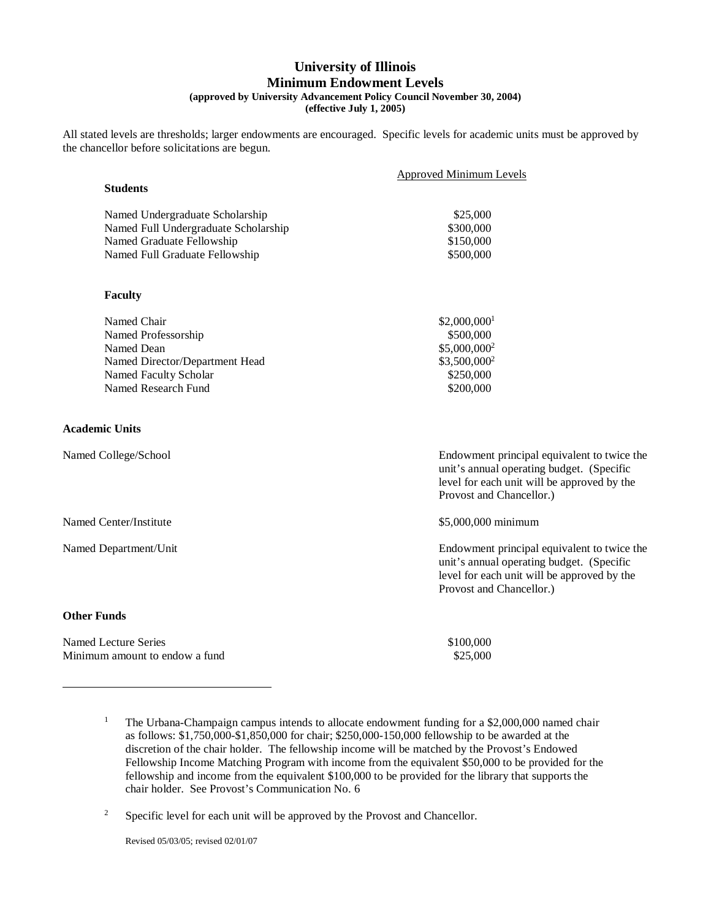# University of Illinois
## Minimum Endowment Levels
**(approved by University Advancement Policy Council November 30, 2004)**
**(effective July 1, 2005)**

All stated levels are thresholds; larger endowments are encouraged. Specific levels for academic units must be approved by the chancellor before solicitations are begun.

| | Approved Minimum Levels |
|---|---|
| **Students** | |
| Named Undergraduate Scholarship | $25,000 |
| Named Full Undergraduate Scholarship | $300,000 |
| Named Graduate Fellowship | $150,000 |
| Named Full Graduate Fellowship | $500,000 |
| **Faculty** | |
| Named Chair | $2,000,000[1] |
| Named Professorship | $500,000 |
| Named Dean | $5,000,000[2] |
| Named Director/Department Head | $3,500,000[2] |
| Named Faculty Scholar | $250,000 |
| Named Research Fund | $200,000 |
| **Academic Units** | |
| Named College/School | Endowment principal equivalent to twice the unit's annual operating budget. (Specific level for each unit will be approved by the Provost and Chancellor.) |
| Named Center/Institute | $5,000,000 minimum |
| Named Department/Unit | Endowment principal equivalent to twice the unit's annual operating budget. (Specific level for each unit will be approved by the Provost and Chancellor.) |
| **Other Funds** | |
| Named Lecture Series | $100,000 |
| Minimum amount to endow a fund | $25,000 |

---

[1] The Urbana-Champaign campus intends to allocate endowment funding for a $2,000,000 named chair as follows: $1,750,000-$1,850,000 for chair; $250,000-150,000 fellowship to be awarded at the discretion of the chair holder. The fellowship income will be matched by the Provost's Endowed Fellowship Income Matching Program with income from the equivalent $50,000 to be provided for the fellowship and income from the equivalent $100,000 to be provided for the library that supports the chair holder. See Provost's Communication No. 6

[2] Specific level for each unit will be approved by the Provost and Chancellor.

Revised 05/03/05; revised 02/01/07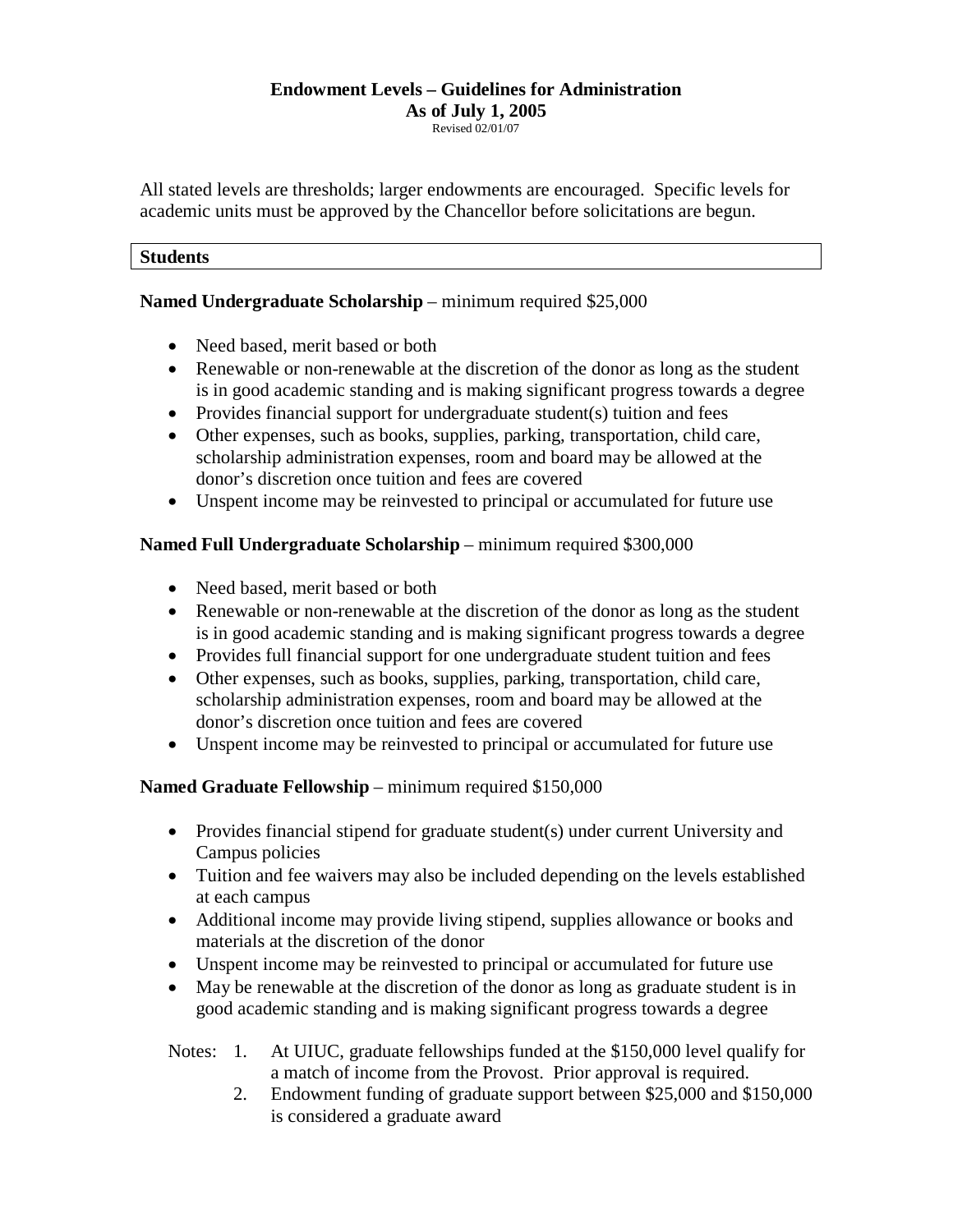**Endowment Levels – Guidelines for Administration**
**As of July 1, 2005**
Revised 02/01/07

All stated levels are thresholds; larger endowments are encouraged. Specific levels for academic units must be approved by the Chancellor before solicitations are begun.

## Students

**Named Undergraduate Scholarship** – minimum required $25,000

- Need based, merit based or both
- Renewable or non-renewable at the discretion of the donor as long as the student is in good academic standing and is making significant progress towards a degree
- Provides financial support for undergraduate student(s) tuition and fees
- Other expenses, such as books, supplies, parking, transportation, child care, scholarship administration expenses, room and board may be allowed at the donor's discretion once tuition and fees are covered
- Unspent income may be reinvested to principal or accumulated for future use

**Named Full Undergraduate Scholarship** – minimum required $300,000

- Need based, merit based or both
- Renewable or non-renewable at the discretion of the donor as long as the student is in good academic standing and is making significant progress towards a degree
- Provides full financial support for one undergraduate student tuition and fees
- Other expenses, such as books, supplies, parking, transportation, child care, scholarship administration expenses, room and board may be allowed at the donor's discretion once tuition and fees are covered
- Unspent income may be reinvested to principal or accumulated for future use

**Named Graduate Fellowship** – minimum required $150,000

- Provides financial stipend for graduate student(s) under current University and Campus policies
- Tuition and fee waivers may also be included depending on the levels established at each campus
- Additional income may provide living stipend, supplies allowance or books and materials at the discretion of the donor
- Unspent income may be reinvested to principal or accumulated for future use
- May be renewable at the discretion of the donor as long as graduate student is in good academic standing and is making significant progress towards a degree

Notes:
1. At UIUC, graduate fellowships funded at the $150,000 level qualify for a match of income from the Provost. Prior approval is required.
2. Endowment funding of graduate support between $25,000 and $150,000 is considered a graduate award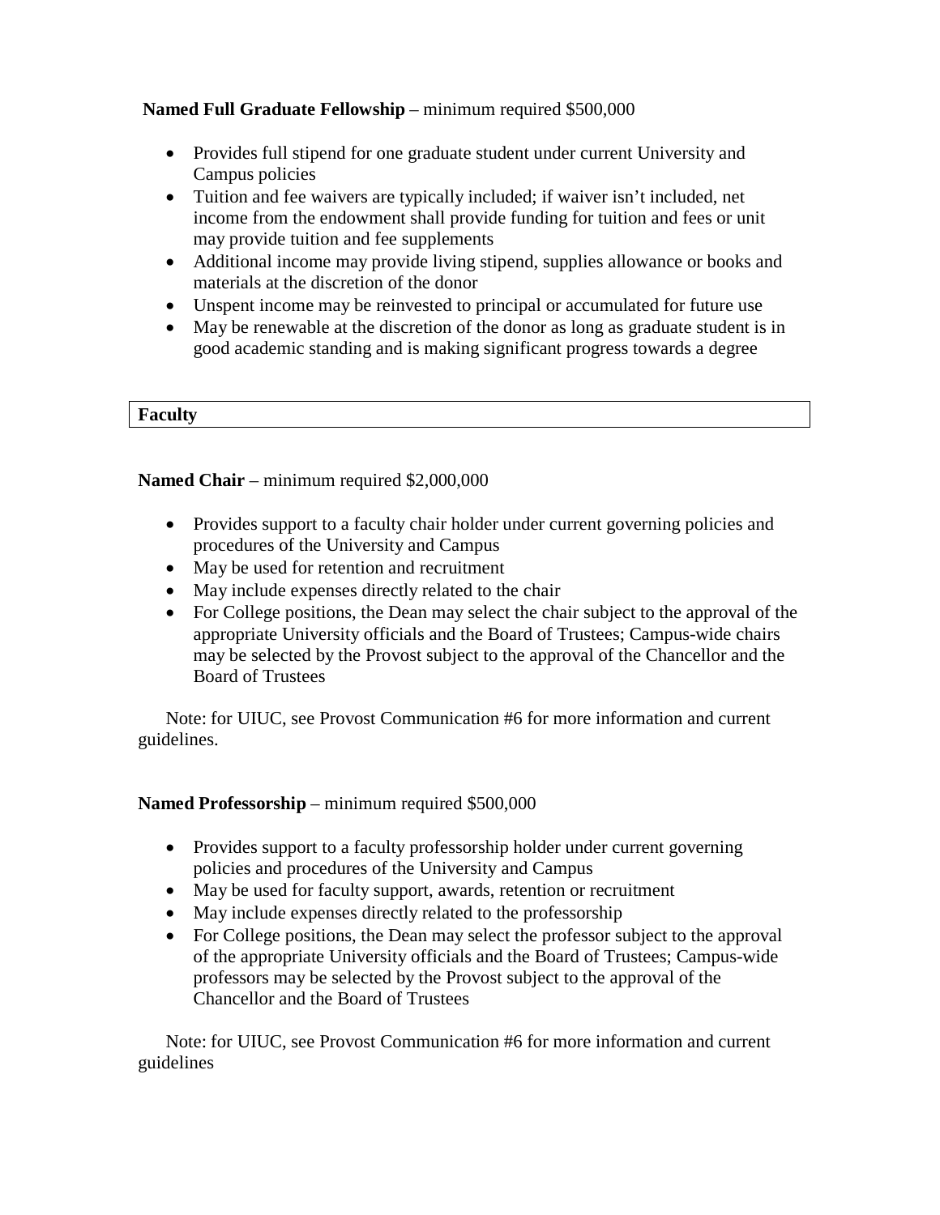**Named Full Graduate Fellowship** – minimum required $500,000

- Provides full stipend for one graduate student under current University and Campus policies
- Tuition and fee waivers are typically included; if waiver isn't included, net income from the endowment shall provide funding for tuition and fees or unit may provide tuition and fee supplements
- Additional income may provide living stipend, supplies allowance or books and materials at the discretion of the donor
- Unspent income may be reinvested to principal or accumulated for future use
- May be renewable at the discretion of the donor as long as graduate student is in good academic standing and is making significant progress towards a degree

## Faculty

**Named Chair** – minimum required $2,000,000

- Provides support to a faculty chair holder under current governing policies and procedures of the University and Campus
- May be used for retention and recruitment
- May include expenses directly related to the chair
- For College positions, the Dean may select the chair subject to the approval of the appropriate University officials and the Board of Trustees; Campus-wide chairs may be selected by the Provost subject to the approval of the Chancellor and the Board of Trustees

Note: for UIUC, see Provost Communication #6 for more information and current guidelines.

**Named Professorship** – minimum required $500,000

- Provides support to a faculty professorship holder under current governing policies and procedures of the University and Campus
- May be used for faculty support, awards, retention or recruitment
- May include expenses directly related to the professorship
- For College positions, the Dean may select the professor subject to the approval of the appropriate University officials and the Board of Trustees; Campus-wide professors may be selected by the Provost subject to the approval of the Chancellor and the Board of Trustees

Note: for UIUC, see Provost Communication #6 for more information and current guidelines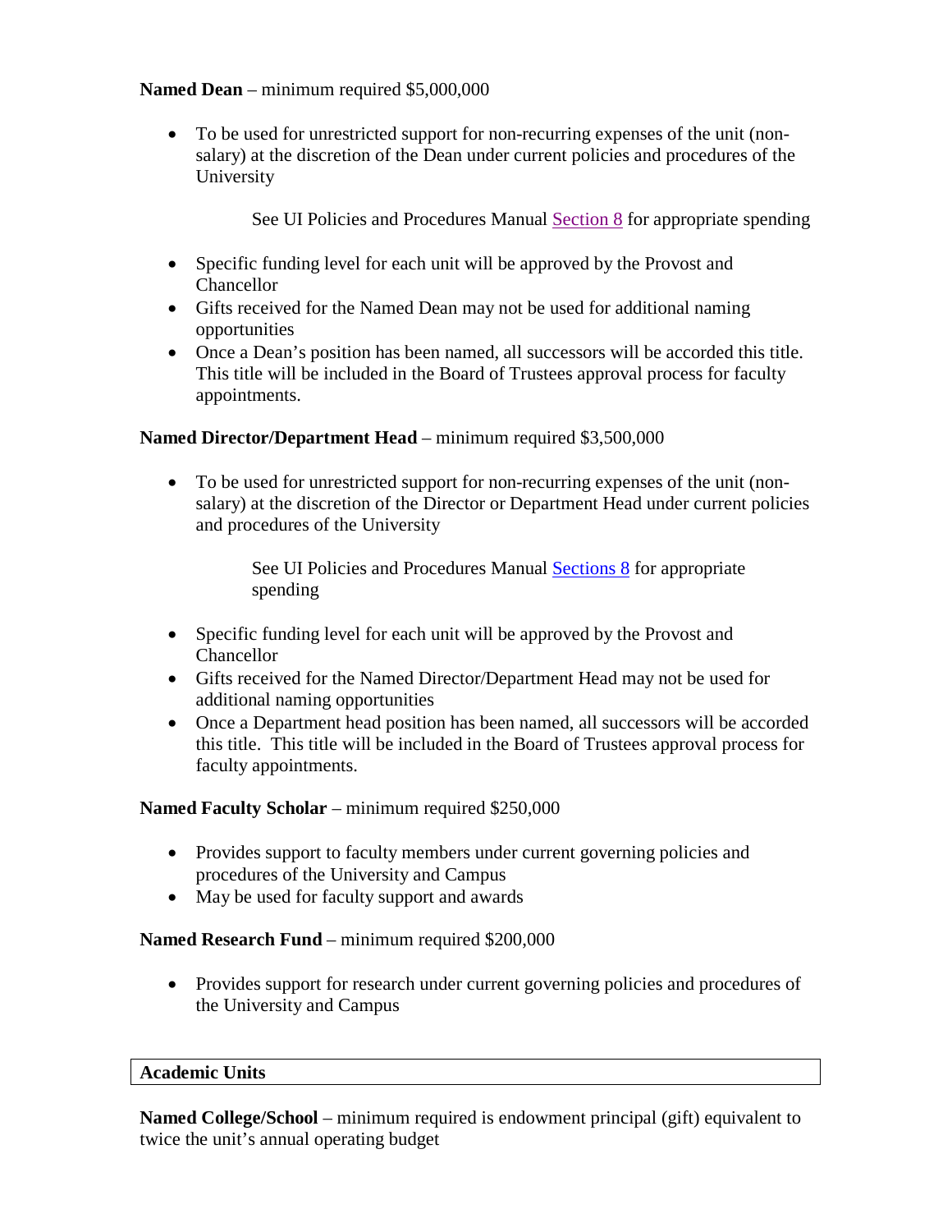**Named Dean** – minimum required $5,000,000

- To be used for unrestricted support for non-recurring expenses of the unit (non-salary) at the discretion of the Dean under current policies and procedures of the University

  See UI Policies and Procedures Manual Section 8 for appropriate spending

- Specific funding level for each unit will be approved by the Provost and Chancellor
- Gifts received for the Named Dean may not be used for additional naming opportunities
- Once a Dean's position has been named, all successors will be accorded this title. This title will be included in the Board of Trustees approval process for faculty appointments.

**Named Director/Department Head** – minimum required $3,500,000

- To be used for unrestricted support for non-recurring expenses of the unit (non-salary) at the discretion of the Director or Department Head under current policies and procedures of the University

  See UI Policies and Procedures Manual Sections 8 for appropriate spending

- Specific funding level for each unit will be approved by the Provost and Chancellor
- Gifts received for the Named Director/Department Head may not be used for additional naming opportunities
- Once a Department head position has been named, all successors will be accorded this title. This title will be included in the Board of Trustees approval process for faculty appointments.

**Named Faculty Scholar** – minimum required $250,000

- Provides support to faculty members under current governing policies and procedures of the University and Campus
- May be used for faculty support and awards

**Named Research Fund** – minimum required $200,000

- Provides support for research under current governing policies and procedures of the University and Campus

## Academic Units

**Named College/School** – minimum required is endowment principal (gift) equivalent to twice the unit's annual operating budget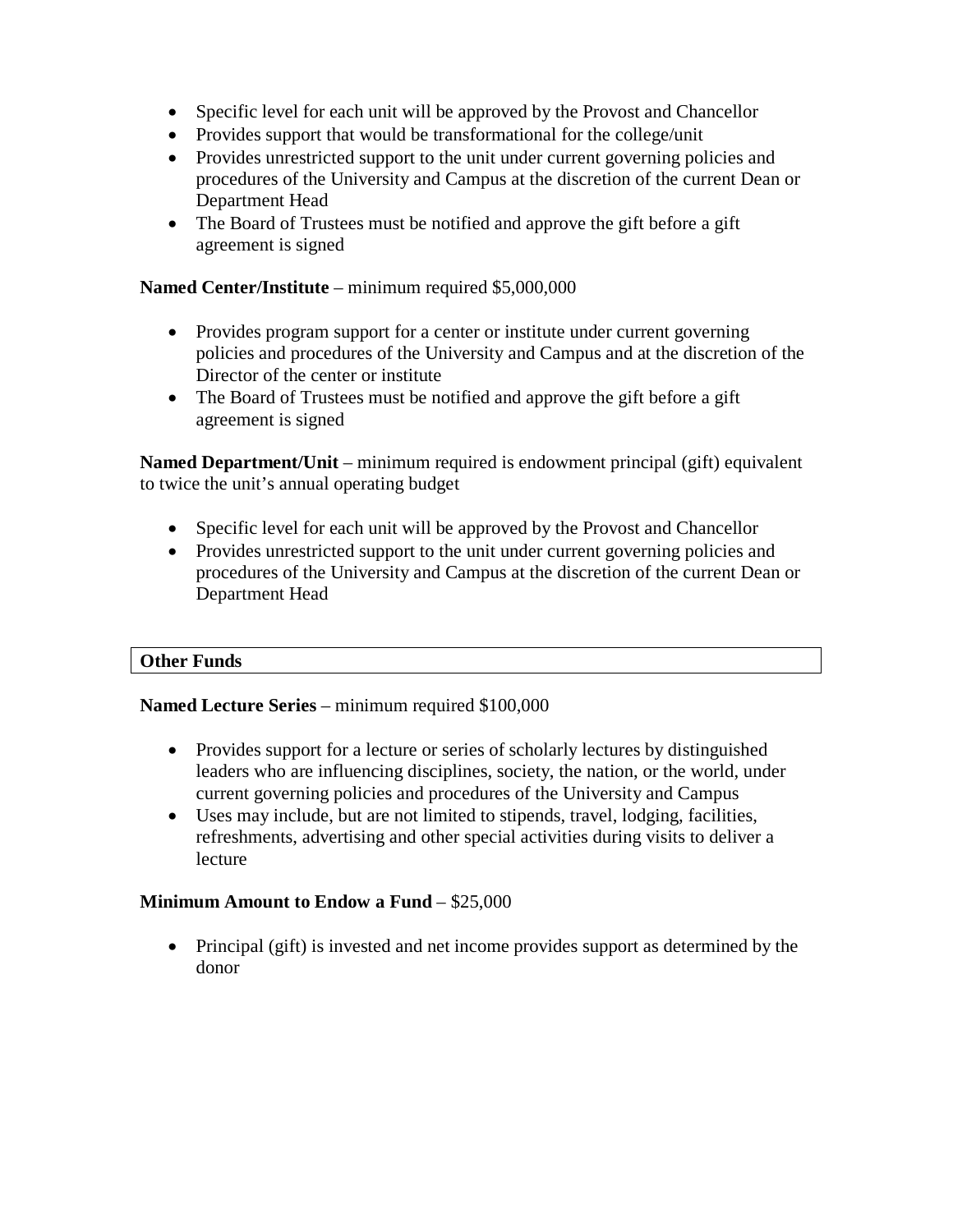- Specific level for each unit will be approved by the Provost and Chancellor
- Provides support that would be transformational for the college/unit
- Provides unrestricted support to the unit under current governing policies and procedures of the University and Campus at the discretion of the current Dean or Department Head
- The Board of Trustees must be notified and approve the gift before a gift agreement is signed

**Named Center/Institute** – minimum required $5,000,000

- Provides program support for a center or institute under current governing policies and procedures of the University and Campus and at the discretion of the Director of the center or institute
- The Board of Trustees must be notified and approve the gift before a gift agreement is signed

**Named Department/Unit** – minimum required is endowment principal (gift) equivalent to twice the unit's annual operating budget

- Specific level for each unit will be approved by the Provost and Chancellor
- Provides unrestricted support to the unit under current governing policies and procedures of the University and Campus at the discretion of the current Dean or Department Head

## Other Funds

**Named Lecture Series** – minimum required $100,000

- Provides support for a lecture or series of scholarly lectures by distinguished leaders who are influencing disciplines, society, the nation, or the world, under current governing policies and procedures of the University and Campus
- Uses may include, but are not limited to stipends, travel, lodging, facilities, refreshments, advertising and other special activities during visits to deliver a lecture

**Minimum Amount to Endow a Fund** – $25,000

- Principal (gift) is invested and net income provides support as determined by the donor